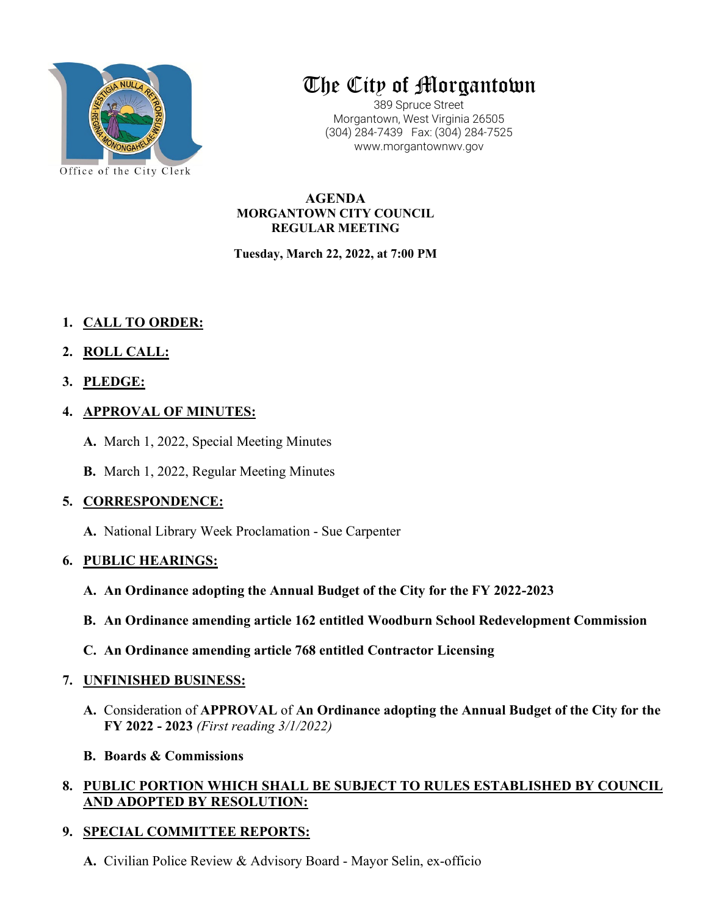Office of the City Clerk

# The City of Morgantown

389 Spruce Street
Morgantown, West Virginia 26505
(304) 284-7439 Fax: (304) 284-7525
www.morgantownwv.gov

**AGENDA**
**MORGANTOWN CITY COUNCIL**
**REGULAR MEETING**

**Tuesday, March 22, 2022, at 7:00 PM**

1. **CALL TO ORDER:**

2. **ROLL CALL:**

3. **PLEDGE:**

4. **APPROVAL OF MINUTES:**

   **A.** March 1, 2022, Special Meeting Minutes

   **B.** March 1, 2022, Regular Meeting Minutes

5. **CORRESPONDENCE:**

   **A.** National Library Week Proclamation - Sue Carpenter

6. **PUBLIC HEARINGS:**

   **A. An Ordinance adopting the Annual Budget of the City for the FY 2022-2023**

   **B. An Ordinance amending article 162 entitled Woodburn School Redevelopment Commission**

   **C. An Ordinance amending article 768 entitled Contractor Licensing**

7. **UNFINISHED BUSINESS:**

   **A.** Consideration of **APPROVAL** of **An Ordinance adopting the Annual Budget of the City for the FY 2022 - 2023** *(First reading 3/1/2022)*

   **B. Boards & Commissions**

8. **PUBLIC PORTION WHICH SHALL BE SUBJECT TO RULES ESTABLISHED BY COUNCIL AND ADOPTED BY RESOLUTION:**

9. **SPECIAL COMMITTEE REPORTS:**

   **A.** Civilian Police Review & Advisory Board - Mayor Selin, ex-officio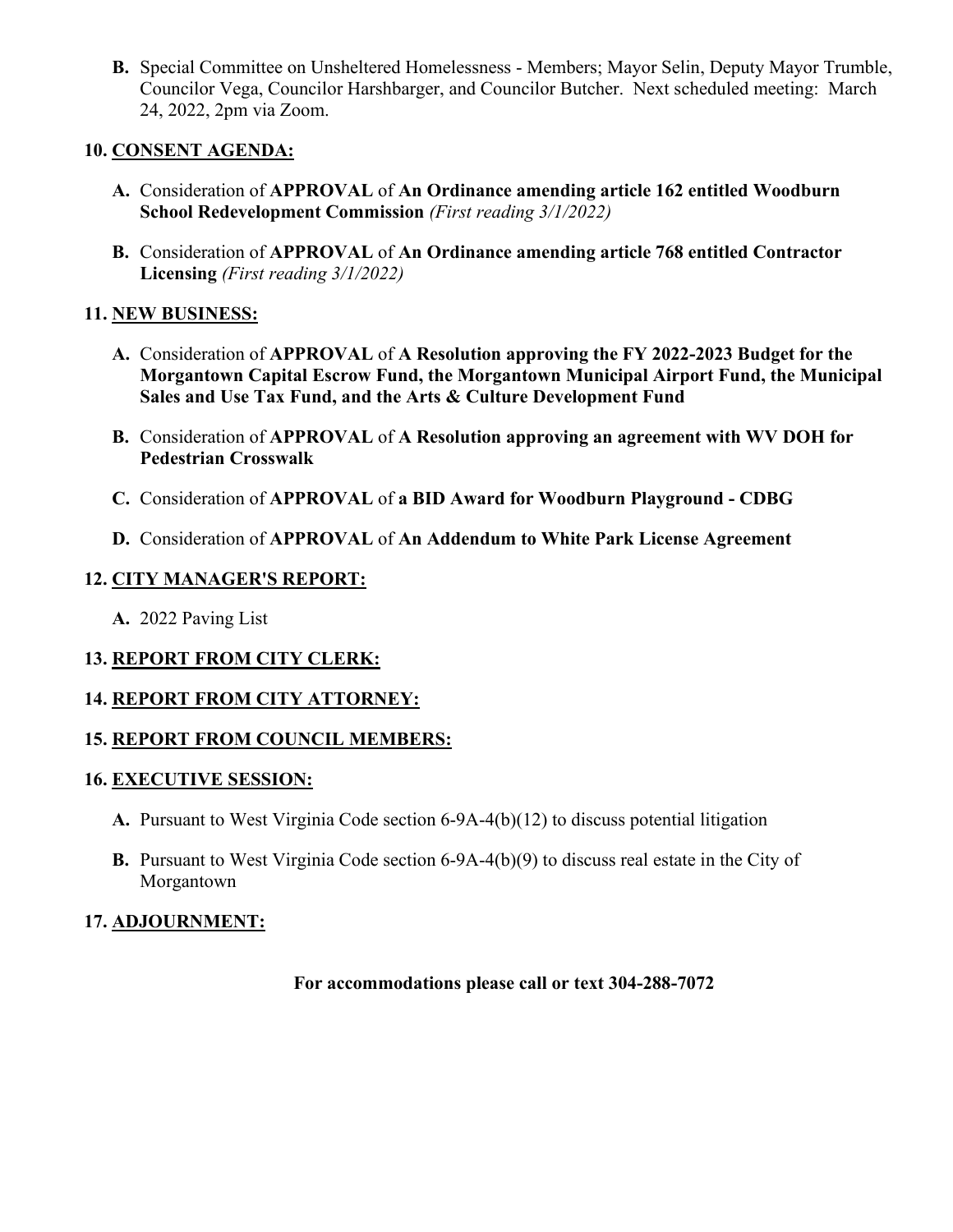**B.** Special Committee on Unsheltered Homelessness - Members; Mayor Selin, Deputy Mayor Trumble, Councilor Vega, Councilor Harshbarger, and Councilor Butcher. Next scheduled meeting: March 24, 2022, 2pm via Zoom.

## 10. CONSENT AGENDA:

**A.** Consideration of **APPROVAL** of **An Ordinance amending article 162 entitled Woodburn School Redevelopment Commission** *(First reading 3/1/2022)*

**B.** Consideration of **APPROVAL** of **An Ordinance amending article 768 entitled Contractor Licensing** *(First reading 3/1/2022)*

## 11. NEW BUSINESS:

**A.** Consideration of **APPROVAL** of **A Resolution approving the FY 2022-2023 Budget for the Morgantown Capital Escrow Fund, the Morgantown Municipal Airport Fund, the Municipal Sales and Use Tax Fund, and the Arts & Culture Development Fund**

**B.** Consideration of **APPROVAL** of **A Resolution approving an agreement with WV DOH for Pedestrian Crosswalk**

**C.** Consideration of **APPROVAL** of **a BID Award for Woodburn Playground - CDBG**

**D.** Consideration of **APPROVAL** of **An Addendum to White Park License Agreement**

## 12. CITY MANAGER'S REPORT:

**A.** 2022 Paving List

## 13. REPORT FROM CITY CLERK:

## 14. REPORT FROM CITY ATTORNEY:

## 15. REPORT FROM COUNCIL MEMBERS:

## 16. EXECUTIVE SESSION:

**A.** Pursuant to West Virginia Code section 6-9A-4(b)(12) to discuss potential litigation

**B.** Pursuant to West Virginia Code section 6-9A-4(b)(9) to discuss real estate in the City of Morgantown

## 17. ADJOURNMENT:

**For accommodations please call or text 304-288-7072**